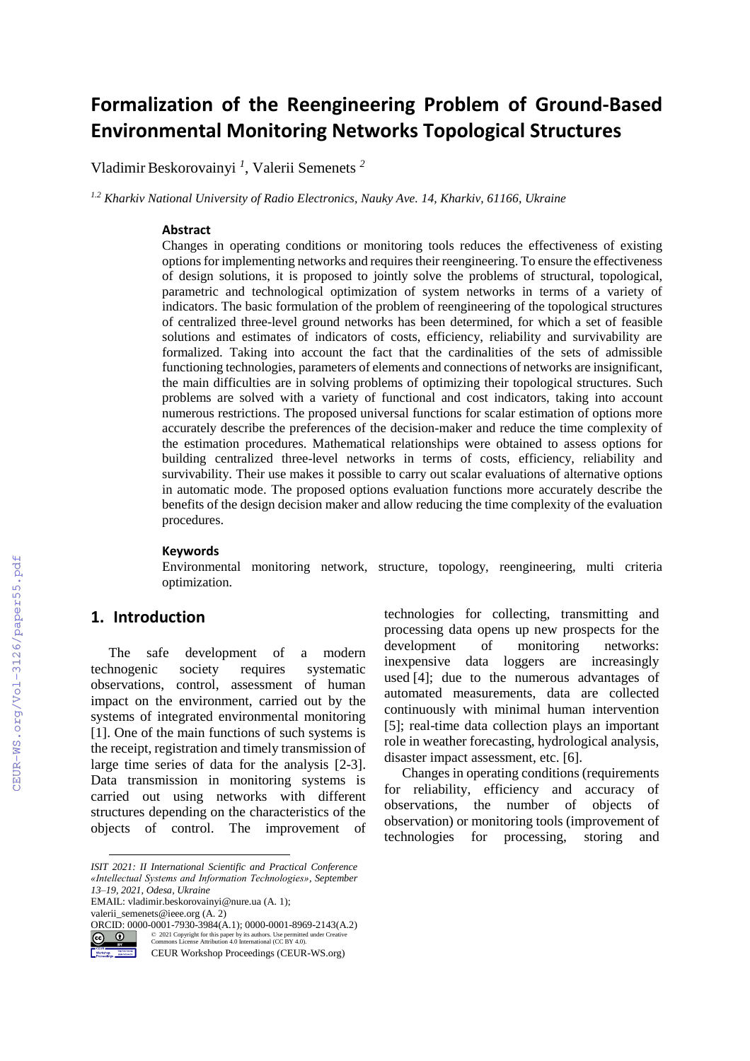# Formalization of the Reengineering Problem of Ground-Based Environmental Monitoring Networks Topological Structures

Vladimir Beskorovainyi [1], Valerii Semenets [2]

[1,2] *Kharkiv National University of Radio Electronics, Nauky Ave. 14, Kharkiv, 61166, Ukraine*

### Abstract

Changes in operating conditions or monitoring tools reduces the effectiveness of existing options for implementing networks and requires their reengineering. To ensure the effectiveness of design solutions, it is proposed to jointly solve the problems of structural, topological, parametric and technological optimization of system networks in terms of a variety of indicators. The basic formulation of the problem of reengineering of the topological structures of centralized three-level ground networks has been determined, for which a set of feasible solutions and estimates of indicators of costs, efficiency, reliability and survivability are formalized. Taking into account the fact that the cardinalities of the sets of admissible functioning technologies, parameters of elements and connections of networks are insignificant, the main difficulties are in solving problems of optimizing their topological structures. Such problems are solved with a variety of functional and cost indicators, taking into account numerous restrictions. The proposed universal functions for scalar estimation of options more accurately describe the preferences of the decision-maker and reduce the time complexity of the estimation procedures. Mathematical relationships were obtained to assess options for building centralized three-level networks in terms of costs, efficiency, reliability and survivability. Their use makes it possible to carry out scalar evaluations of alternative options in automatic mode. The proposed options evaluation functions more accurately describe the benefits of the design decision maker and allow reducing the time complexity of the evaluation procedures.

### Keywords

Environmental monitoring network, structure, topology, reengineering, multi criteria optimization.

## 1. Introduction

The safe development of a modern technogenic society requires systematic observations, control, assessment of human impact on the environment, carried out by the systems of integrated environmental monitoring [1]. One of the main functions of such systems is the receipt, registration and timely transmission of large time series of data for the analysis [2-3]. Data transmission in monitoring systems is carried out using networks with different structures depending on the characteristics of the objects of control. The improvement of technologies for collecting, transmitting and processing data opens up new prospects for the development of monitoring networks: inexpensive data loggers are increasingly used [4]; due to the numerous advantages of automated measurements, data are collected continuously with minimal human intervention [5]; real-time data collection plays an important role in weather forecasting, hydrological analysis, disaster impact assessment, etc. [6].

Changes in operating conditions (requirements for reliability, efficiency and accuracy of observations, the number of objects of observation) or monitoring tools (improvement of technologies for processing, storing and

---

*ISIT 2021: II International Scientific and Practical Conference «Intellectual Systems and Information Technologies», September 13–19, 2021, Odesa, Ukraine*

EMAIL: vladimir.beskorovainyi@nure.ua (A. 1); valerii_semenets@ieee.org (A. 2)

ORCID: 0000-0001-7930-3984(A.1); 0000-0001-8969-2143(A.2)

© 2021 Copyright for this paper by its authors. Use permitted under Creative Commons License Attribution 4.0 International (CC BY 4.0).

CEUR Workshop Proceedings (CEUR-WS.org)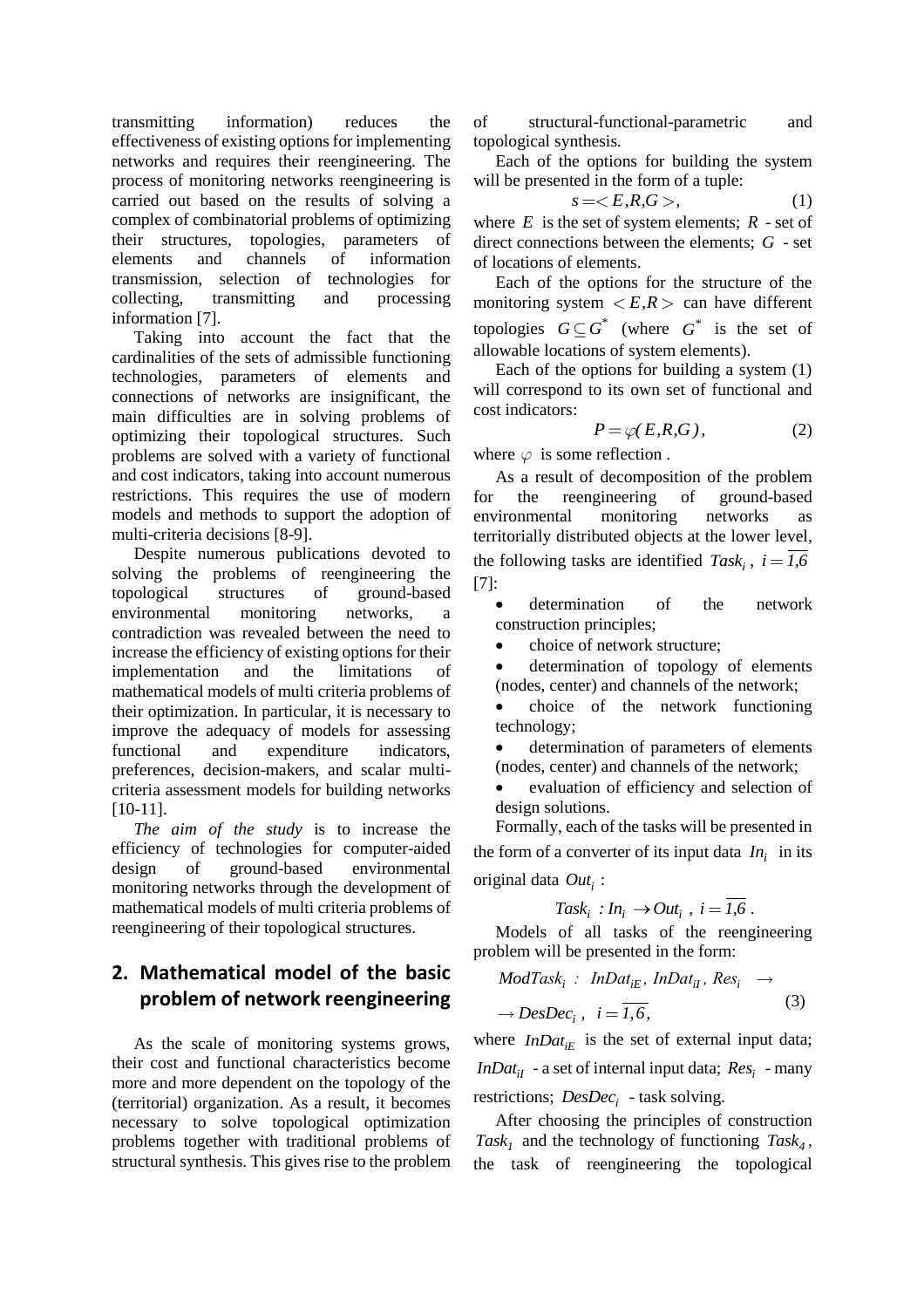transmitting information) reduces the effectiveness of existing options for implementing networks and requires their reengineering. The process of monitoring networks reengineering is carried out based on the results of solving a complex of combinatorial problems of optimizing their structures, topologies, parameters of elements and channels of information transmission, selection of technologies for collecting, transmitting and processing information [7].

Taking into account the fact that the cardinalities of the sets of admissible functioning technologies, parameters of elements and connections of networks are insignificant, the main difficulties are in solving problems of optimizing their topological structures. Such problems are solved with a variety of functional and cost indicators, taking into account numerous restrictions. This requires the use of modern models and methods to support the adoption of multi-criteria decisions [8-9].

Despite numerous publications devoted to solving the problems of reengineering the topological structures of ground-based environmental monitoring networks, a contradiction was revealed between the need to increase the efficiency of existing options for their implementation and the limitations of mathematical models of multi criteria problems of their optimization. In particular, it is necessary to improve the adequacy of models for assessing functional and expenditure indicators, preferences, decision-makers, and scalar multi-criteria assessment models for building networks [10-11].

*The aim of the study* is to increase the efficiency of technologies for computer-aided design of ground-based environmental monitoring networks through the development of mathematical models of multi criteria problems of reengineering of their topological structures.

## 2. Mathematical model of the basic problem of network reengineering

As the scale of monitoring systems grows, their cost and functional characteristics become more and more dependent on the topology of the (territorial) organization. As a result, it becomes necessary to solve topological optimization problems together with traditional problems of structural synthesis. This gives rise to the problem of structural-functional-parametric and topological synthesis.

Each of the options for building the system will be presented in the form of a tuple:

$$s = < E, R, G >, \tag{1}$$

where $E$ is the set of system elements; $R$ - set of direct connections between the elements; $G$ - set of locations of elements.

Each of the options for the structure of the monitoring system $< E, R >$ can have different topologies $G \subseteq G^*$ (where $G^*$ is the set of allowable locations of system elements).

Each of the options for building a system (1) will correspond to its own set of functional and cost indicators:

$$P = \varphi( E, R, G ), \tag{2}$$

where $\varphi$ is some reflection .

As a result of decomposition of the problem for the reengineering of ground-based environmental monitoring networks as territorially distributed objects at the lower level, the following tasks are identified $Task_i$, $i = \overline{1,6}$ [7]:

- determination of the network construction principles;
- choice of network structure;
- determination of topology of elements (nodes, center) and channels of the network;
- choice of the network functioning technology;
- determination of parameters of elements (nodes, center) and channels of the network;
- evaluation of efficiency and selection of design solutions.

Formally, each of the tasks will be presented in the form of a converter of its input data $In_i$ in its original data $Out_i$ :

$$Task_i : In_i \rightarrow Out_i \text{ , } i = \overline{1,6} \text{ .}$$

Models of all tasks of the reengineering problem will be presented in the form:

$$ModTask_i : InDat_{iE}, InDat_{iI}, Res_i \rightarrow \rightarrow DesDec_i \text{ , } i = \overline{1,6}, \tag{3}$$

where $InDat_{iE}$ is the set of external input data; $InDat_{iI}$ - a set of internal input data; $Res_i$ - many restrictions; $DesDec_i$ - task solving.

After choosing the principles of construction $Task_1$ and the technology of functioning $Task_4$, the task of reengineering the topological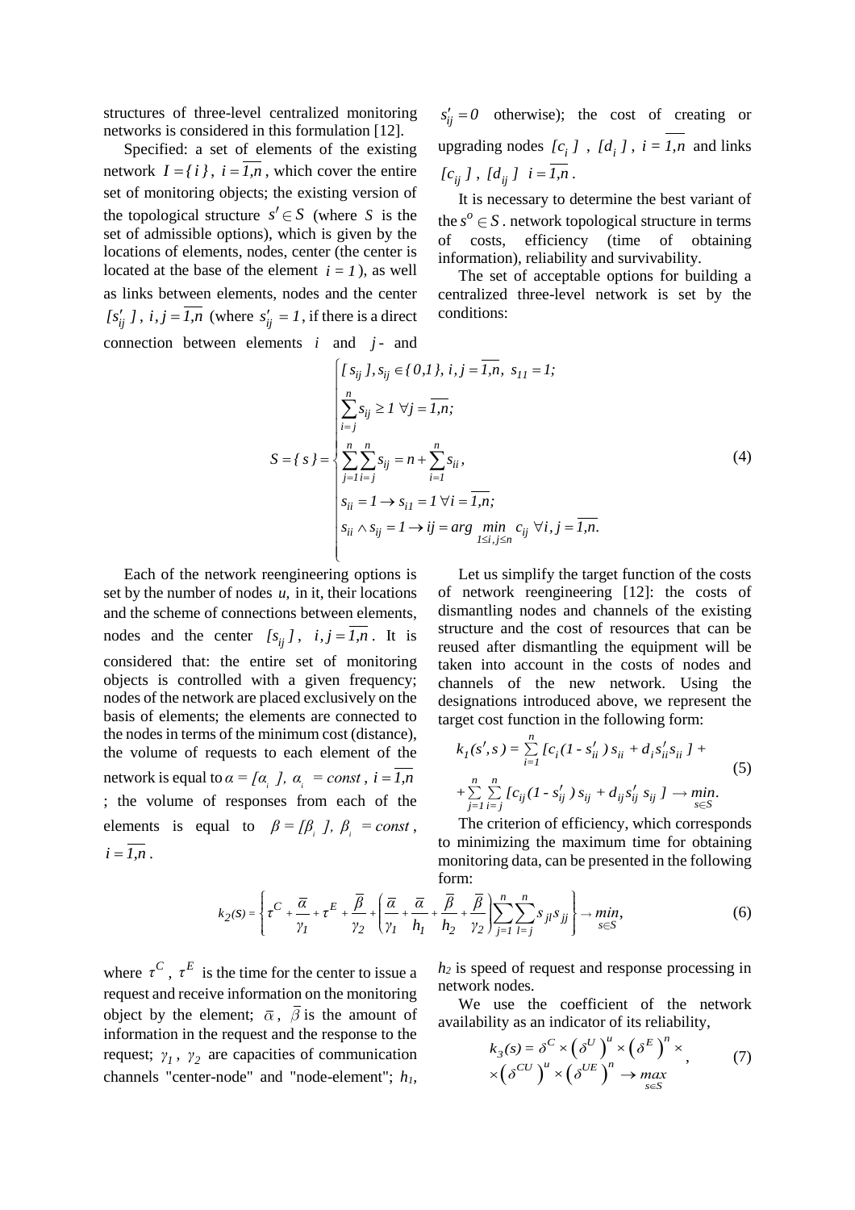structures of three-level centralized monitoring networks is considered in this formulation [12].

Specified: a set of elements of the existing network $I = \{ i \}$, $i = \overline{1,n}$, which cover the entire set of monitoring objects; the existing version of the topological structure $s' \in S$ (where $S$ is the set of admissible options), which is given by the locations of elements, nodes, center (the center is located at the base of the element $i = 1$), as well as links between elements, nodes and the center $[s'_{ij}]$, $i,j = \overline{1,n}$ (where $s'_{ij} = 1$, if there is a direct connection between elements $i$ and $j$ - and $s'_{ij} = 0$ otherwise); the cost of creating or upgrading nodes $[c_i]$, $[d_i]$, $i = \overline{1,n}$ and links $[c_{ij}]$, $[d_{ij}]$ $i = \overline{1,n}$.

It is necessary to determine the best variant of the $s^o \in S$. network topological structure in terms of costs, efficiency (time of obtaining information), reliability and survivability.

The set of acceptable options for building a centralized three-level network is set by the conditions:

$$
S = \{ s \} = \begin{cases} [ s_{ij} ], s_{ij} \in \{ 0,1 \},\ i,j = \overline{1,n},\ s_{11} = 1; \\ \sum\limits_{i=j}^{n} s_{ij} \geq 1\ \forall j = \overline{1,n}; \\ \sum\limits_{j=1}^{n} \sum\limits_{i=j}^{n} s_{ij} = n + \sum\limits_{i=1}^{n} s_{ii}, \\ s_{ii} = 1 \rightarrow s_{i1} = 1\ \forall i = \overline{1,n}; \\ s_{ii} \wedge s_{ij} = 1 \rightarrow ij = arg \min\limits_{1 \leq i,j \leq n} c_{ij}\ \forall i,j = \overline{1,n}. \end{cases} \quad (4)
$$

Each of the network reengineering options is set by the number of nodes $u$, in it, their locations and the scheme of connections between elements, nodes and the center $[s_{ij}]$, $i,j = \overline{1,n}$. It is considered that: the entire set of monitoring objects is controlled with a given frequency; nodes of the network are placed exclusively on the basis of elements; the elements are connected to the nodes in terms of the minimum cost (distance), the volume of requests to each element of the network is equal to $\alpha = [\alpha_i]$, $\alpha_i = const$, $i = \overline{1,n}$ ; the volume of responses from each of the elements is equal to $\beta = [\beta_i]$, $\beta_i = const$, $i = \overline{1,n}$.

Let us simplify the target function of the costs of network reengineering [12]: the costs of dismantling nodes and channels of the existing structure and the cost of resources that can be reused after dismantling the equipment will be taken into account in the costs of nodes and channels of the new network. Using the designations introduced above, we represent the target cost function in the following form:

$$
\begin{aligned} k_1(s', s) = \sum_{i=1}^{n} [ c_i (1 - s'_{ii}) s_{ii} + d_i s'_{ii} s_{ii} ] + \\ + \sum_{j=1}^{n} \sum_{i=j}^{n} [ c_{ij} (1 - s'_{ij}) s_{ij} + d_{ij} s'_{ij} s_{ij} ] \rightarrow \min_{s \in S}. \end{aligned} \quad (5)
$$

The criterion of efficiency, which corresponds to minimizing the maximum time for obtaining monitoring data, can be presented in the following form:

$$
k_2(S) = \left\{ \tau^C + \frac{\overline{\alpha}}{\gamma_1} + \tau^E + \frac{\overline{\beta}}{\gamma_2} + \left( \frac{\overline{\alpha}}{\gamma_1} + \frac{\overline{\alpha}}{h_1} + \frac{\overline{\beta}}{h_2} + \frac{\overline{\beta}}{\gamma_2} \right) \sum_{j=1}^{n} \sum_{l=j}^{n} s_{jl} s_{jj} \right\} \rightarrow \min_{s \in S}, \quad (6)
$$

where $\tau^C$, $\tau^E$ is the time for the center to issue a request and receive information on the monitoring object by the element; $\overline{\alpha}$, $\overline{\beta}$ is the amount of information in the request and the response to the request; $\gamma_1$, $\gamma_2$ are capacities of communication channels "center-node" and "node-element"; $h_1$, $h_2$ is speed of request and response processing in network nodes.

We use the coefficient of the network availability as an indicator of its reliability,

$$
\begin{aligned} k_3(s) = \delta^C \times \left( \delta^U \right)^u \times \left( \delta^E \right)^n \times \\ \times \left( \delta^{CU} \right)^u \times \left( \delta^{UE} \right)^n \rightarrow \max_{s \in S} \end{aligned}, \quad (7)
$$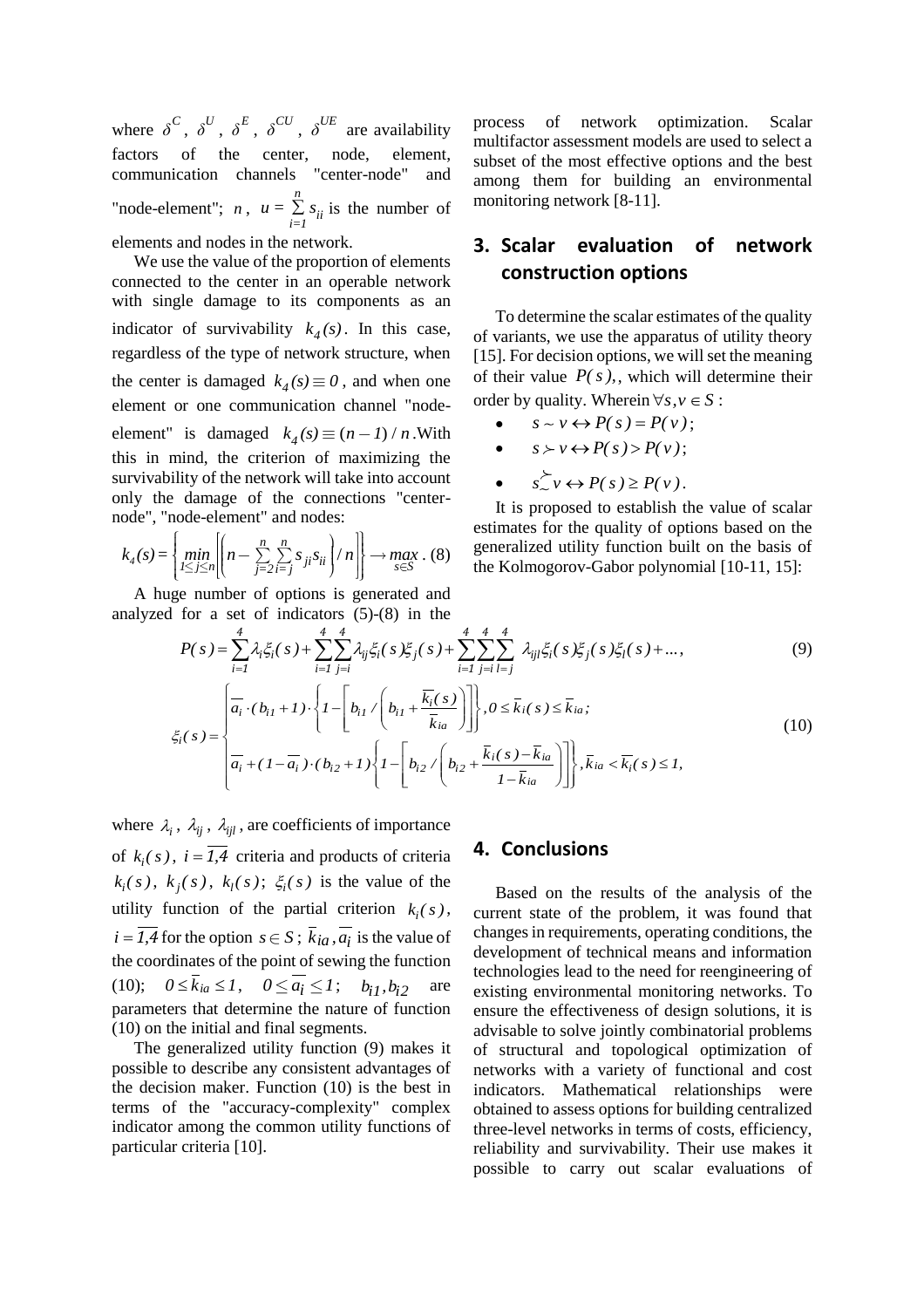where $\delta^C$, $\delta^U$, $\delta^E$, $\delta^{CU}$, $\delta^{UE}$ are availability factors of the center, node, element, communication channels "center-node" and "node-element"; $n$, $u = \sum_{i=1}^{n} s_{ii}$ is the number of elements and nodes in the network.

We use the value of the proportion of elements connected to the center in an operable network with single damage to its components as an indicator of survivability $k_4(s)$. In this case, regardless of the type of network structure, when the center is damaged $k_4(s) \equiv 0$, and when one element or one communication channel "node-element" is damaged $k_4(s) \equiv (n-1)/n$. With this in mind, the criterion of maximizing the survivability of the network will take into account only the damage of the connections "center-node", "node-element" and nodes:

$$k_4(s) = \left\{ \min_{1 \le j \le n} \left[ \left( n - \sum_{j=2}^{n} \sum_{i=j}^{n} s_{ji} s_{ii} \right) / n \right] \right\} \to \max_{s \in S}. \quad (8)$$

A huge number of options is generated and analyzed for a set of indicators (5)-(8) in the process of network optimization. Scalar multifactor assessment models are used to select a subset of the most effective options and the best among them for building an environmental monitoring network [8-11].

## 3. Scalar evaluation of network construction options

To determine the scalar estimates of the quality of variants, we use the apparatus of utility theory [15]. For decision options, we will set the meaning of their value $P(s)$,, which will determine their order by quality. Wherein $\forall s, v \in S$ :

- $s \sim v \leftrightarrow P(s) = P(v)$;
- $s \succ v \leftrightarrow P(s) > P(v)$;
- $s \succsim v \leftrightarrow P(s) \ge P(v)$.

It is proposed to establish the value of scalar estimates for the quality of options based on the generalized utility function built on the basis of the Kolmogorov-Gabor polynomial [10-11, 15]:

$$P(s) = \sum_{i=1}^{4} \lambda_i \xi_i(s) + \sum_{i=1}^{4} \sum_{j=i}^{4} \lambda_{ij} \xi_i(s) \xi_j(s) + \sum_{i=1}^{4} \sum_{j=i}^{4} \sum_{l=j}^{4} \lambda_{ijl} \xi_i(s) \xi_j(s) \xi_l(s) + \dots, \quad (9)$$

$$\xi_i(s) = \begin{cases} \overline{a_i} \cdot (b_{i1}+1) \cdot \left\{ 1 - \left[ b_{i1} / \left( b_{i1} + \dfrac{\overline{k_i(s)}}{\overline{k}_{ia}} \right) \right] \right\}, 0 \le \overline{k}_i(s) \le \overline{k}_{ia}; \\ \overline{a_i} + (1-\overline{a_i}) \cdot (b_{i2}+1) \left\{ 1 - \left[ b_{i2} / \left( b_{i2} + \dfrac{\overline{k_i(s)} - \overline{k}_{ia}}{1 - \overline{k}_{ia}} \right) \right] \right\}, \overline{k}_{ia} < \overline{k_i(s)} \le 1, \end{cases} \quad (10)$$

where $\lambda_i$, $\lambda_{ij}$, $\lambda_{ijl}$, are coefficients of importance of $k_i(s)$, $i = \overline{1,4}$ criteria and products of criteria $k_i(s)$, $k_j(s)$, $k_l(s)$; $\xi_i(s)$ is the value of the utility function of the partial criterion $k_i(s)$, $i = \overline{1,4}$ for the option $s \in S$; $\overline{k}_{ia}, \overline{a_i}$ is the value of the coordinates of the point of sewing the function (10); $0 \le \overline{k}_{ia} \le 1$, $0 \le \overline{a_i} \le 1$; $b_{i1}, b_{i2}$ are parameters that determine the nature of function (10) on the initial and final segments.

The generalized utility function (9) makes it possible to describe any consistent advantages of the decision maker. Function (10) is the best in terms of the "accuracy-complexity" complex indicator among the common utility functions of particular criteria [10].

## 4. Conclusions

Based on the results of the analysis of the current state of the problem, it was found that changes in requirements, operating conditions, the development of technical means and information technologies lead to the need for reengineering of existing environmental monitoring networks. To ensure the effectiveness of design solutions, it is advisable to solve jointly combinatorial problems of structural and topological optimization of networks with a variety of functional and cost indicators. Mathematical relationships were obtained to assess options for building centralized three-level networks in terms of costs, efficiency, reliability and survivability. Their use makes it possible to carry out scalar evaluations of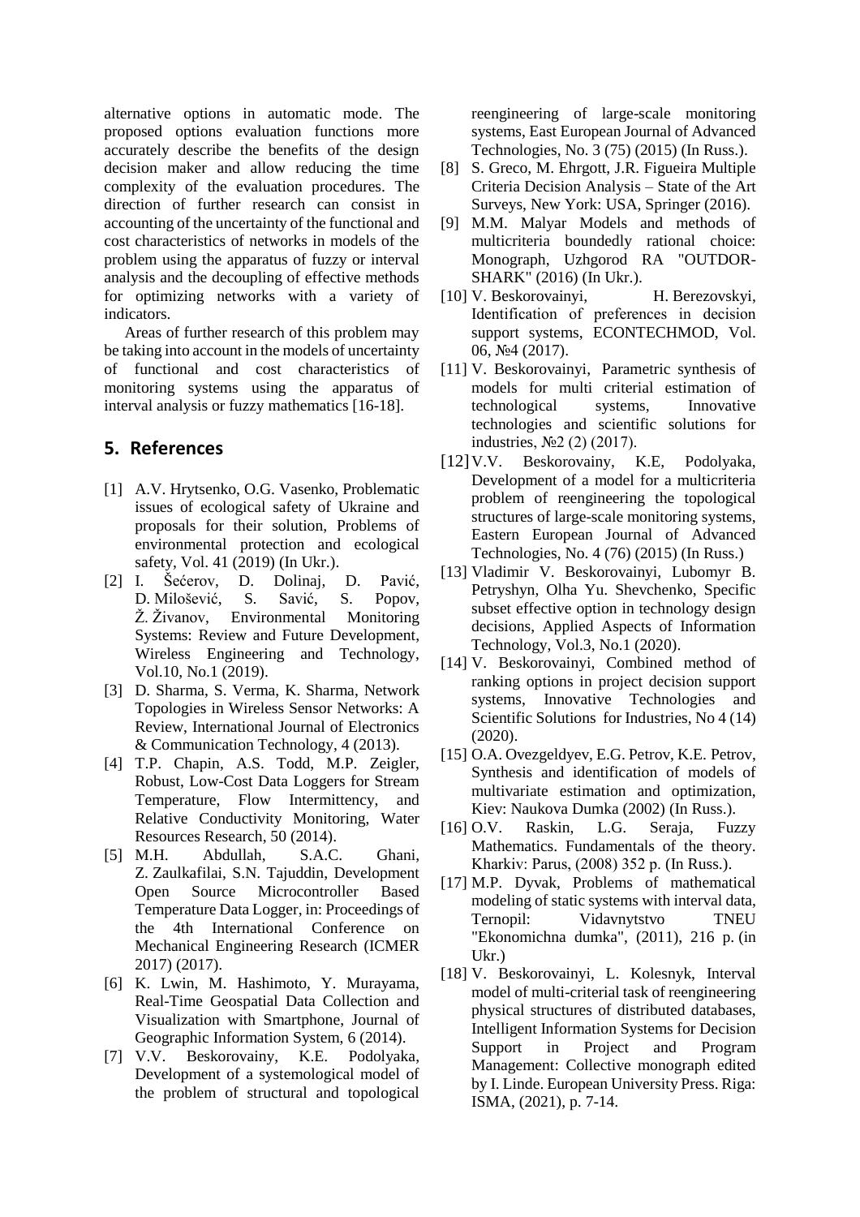alternative options in automatic mode. The proposed options evaluation functions more accurately describe the benefits of the design decision maker and allow reducing the time complexity of the evaluation procedures. The direction of further research can consist in accounting of the uncertainty of the functional and cost characteristics of networks in models of the problem using the apparatus of fuzzy or interval analysis and the decoupling of effective methods for optimizing networks with a variety of indicators.

Areas of further research of this problem may be taking into account in the models of uncertainty of functional and cost characteristics of monitoring systems using the apparatus of interval analysis or fuzzy mathematics [16-18].

## 5. References

[1] A.V. Hrytsenko, O.G. Vasenko, Problematic issues of ecological safety of Ukraine and proposals for their solution, Problems of environmental protection and ecological safety, Vol. 41 (2019) (In Ukr.).

[2] I. Šećerov, D. Dolinaj, D. Pavić, D. Milošević, S. Savić, S. Popov, Ž. Živanov, Environmental Monitoring Systems: Review and Future Development, Wireless Engineering and Technology, Vol.10, No.1 (2019).

[3] D. Sharma, S. Verma, K. Sharma, Network Topologies in Wireless Sensor Networks: A Review, International Journal of Electronics & Communication Technology, 4 (2013).

[4] T.P. Chapin, A.S. Todd, M.P. Zeigler, Robust, Low-Cost Data Loggers for Stream Temperature, Flow Intermittency, and Relative Conductivity Monitoring, Water Resources Research, 50 (2014).

[5] M.H. Abdullah, S.A.C. Ghani, Z. Zaulkafilai, S.N. Tajuddin, Development Open Source Microcontroller Based Temperature Data Logger, in: Proceedings of the 4th International Conference on Mechanical Engineering Research (ICMER 2017) (2017).

[6] K. Lwin, M. Hashimoto, Y. Murayama, Real-Time Geospatial Data Collection and Visualization with Smartphone, Journal of Geographic Information System, 6 (2014).

[7] V.V. Beskorovainy, K.E. Podolyaka, Development of a systemological model of the problem of structural and topological reengineering of large-scale monitoring systems, East European Journal of Advanced Technologies, No. 3 (75) (2015) (In Russ.).

[8] S. Greco, M. Ehrgott, J.R. Figueira Multiple Criteria Decision Analysis – State of the Art Surveys, New York: USA, Springer (2016).

[9] M.M. Malyar Models and methods of multicriteria boundedly rational choice: Monograph, Uzhgorod RA "OUTDOR-SHARK" (2016) (In Ukr.).

[10] V. Beskorovainyi, H. Berezovskyi, Identification of preferences in decision support systems, ECONTECHMOD, Vol. 06, №4 (2017).

[11] V. Beskorovainyi, Parametric synthesis of models for multi criterial estimation of technological systems, Innovative technologies and scientific solutions for industries, №2 (2) (2017).

[12] V.V. Beskorovainy, K.E, Podolyaka, Development of a model for a multicriteria problem of reengineering the topological structures of large-scale monitoring systems, Eastern European Journal of Advanced Technologies, No. 4 (76) (2015) (In Russ.)

[13] Vladimir V. Beskorovainyi, Lubomyr B. Petryshyn, Olha Yu. Shevchenko, Specific subset effective option in technology design decisions, Applied Aspects of Information Technology, Vol.3, No.1 (2020).

[14] V. Beskorovainyi, Combined method of ranking options in project decision support systems, Innovative Technologies and Scientific Solutions for Industries, No 4 (14) (2020).

[15] O.A. Ovezgeldyev, E.G. Petrov, K.E. Petrov, Synthesis and identification of models of multivariate estimation and optimization, Kiev: Naukova Dumka (2002) (In Russ.).

[16] O.V. Raskin, L.G. Seraja, Fuzzy Mathematics. Fundamentals of the theory. Kharkiv: Parus, (2008) 352 p. (In Russ.).

[17] M.P. Dyvak, Problems of mathematical modeling of static systems with interval data, Ternopil: Vidavnytstvo TNEU "Ekonomichna dumka", (2011), 216 p. (in Ukr.)

[18] V. Beskorovainyi, L. Kolesnyk, Interval model of multi-criterial task of reengineering physical structures of distributed databases, Intelligent Information Systems for Decision Support in Project and Program Management: Collective monograph edited by I. Linde. European University Press. Riga: ISMA, (2021), p. 7-14.